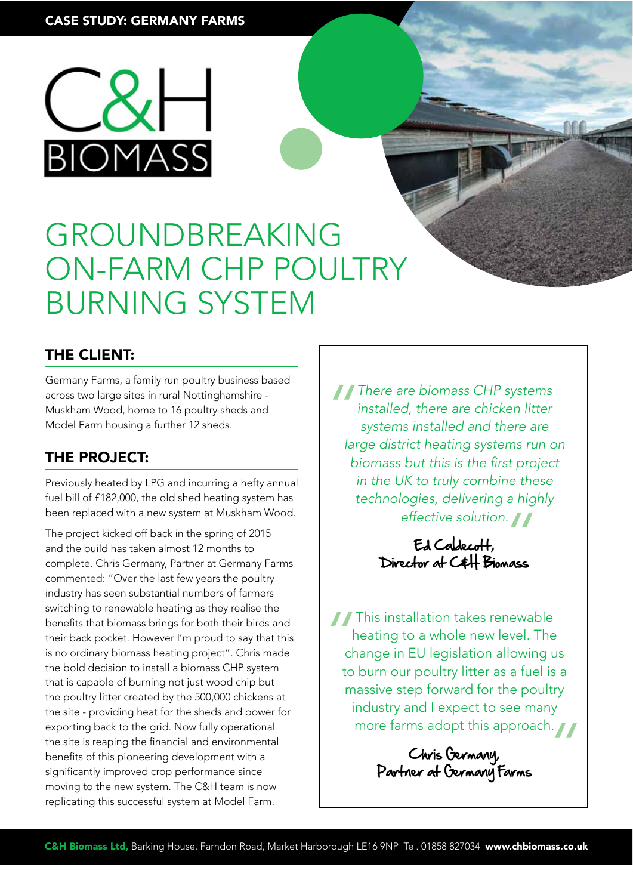CASE STUDY: GERMANY FARMS

C&H BIOMASS

# GROUNDBREAKING ON-FARM CHP POULTRY BURNING SYSTEM

## THE CLIENT:

Germany Farms, a family run poultry business based across two large sites in rural Nottinghamshire - Muskham Wood, home to 16 poultry sheds and Model Farm housing a further 12 sheds.

## THE PROJECT:

Previously heated by LPG and incurring a hefty annual fuel bill of £182,000, the old shed heating system has been replaced with a new system at Muskham Wood.

The project kicked off back in the spring of 2015 and the build has taken almost 12 months to complete. Chris Germany, Partner at Germany Farms commented: "Over the last few years the poultry industry has seen substantial numbers of farmers switching to renewable heating as they realise the benefits that biomass brings for both their birds and their back pocket. However I'm proud to say that this is no ordinary biomass heating project". Chris made the bold decision to install a biomass CHP system that is capable of burning not just wood chip but the poultry litter created by the 500,000 chickens at the site - providing heat for the sheds and power for exporting back to the grid. Now fully operational the site is reaping the financial and environmental benefits of this pioneering development with a significantly improved crop performance since moving to the new system. The C&H team is now replicating this successful system at Model Farm.

> *"There are biomass CHP systems installed, there are chicken litter systems installed and there are large district heating systems run on biomass but this is the first project in the UK to truly combine these technologies, delivering a highly effective solution."*
>
> Ed Caldecott,
> Director at C&H Biomass

> "This installation takes renewable heating to a whole new level. The change in EU legislation allowing us to burn our poultry litter as a fuel is a massive step forward for the poultry industry and I expect to see many more farms adopt this approach."
>
> Chris Germany,
> Partner at Germany Farms

**C&H Biomass Ltd,** Barking House, Farndon Road, Market Harborough LE16 9NP Tel. 01858 827034 **www.chbiomass.co.uk**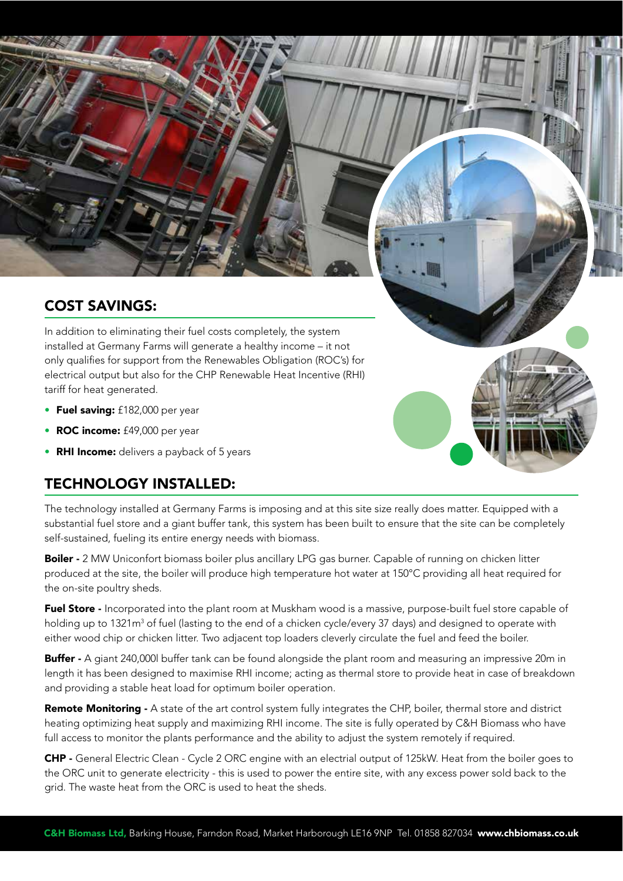## COST SAVINGS:

In addition to eliminating their fuel costs completely, the system installed at Germany Farms will generate a healthy income – it not only qualifies for support from the Renewables Obligation (ROC's) for electrical output but also for the CHP Renewable Heat Incentive (RHI) tariff for heat generated.

- **Fuel saving:** £182,000 per year
- **ROC income:** £49,000 per year
- **RHI Income:** delivers a payback of 5 years

## TECHNOLOGY INSTALLED:

The technology installed at Germany Farms is imposing and at this site size really does matter. Equipped with a substantial fuel store and a giant buffer tank, this system has been built to ensure that the site can be completely self-sustained, fueling its entire energy needs with biomass.

**Boiler -** 2 MW Uniconfort biomass boiler plus ancillary LPG gas burner. Capable of running on chicken litter produced at the site, the boiler will produce high temperature hot water at 150°C providing all heat required for the on-site poultry sheds.

**Fuel Store -** Incorporated into the plant room at Muskham wood is a massive, purpose-built fuel store capable of holding up to 1321m$^3$ of fuel (lasting to the end of a chicken cycle/every 37 days) and designed to operate with either wood chip or chicken litter. Two adjacent top loaders cleverly circulate the fuel and feed the boiler.

**Buffer -** A giant 240,000l buffer tank can be found alongside the plant room and measuring an impressive 20m in length it has been designed to maximise RHI income; acting as thermal store to provide heat in case of breakdown and providing a stable heat load for optimum boiler operation.

**Remote Monitoring -** A state of the art control system fully integrates the CHP, boiler, thermal store and district heating optimizing heat supply and maximizing RHI income. The site is fully operated by C&H Biomass who have full access to monitor the plants performance and the ability to adjust the system remotely if required.

**CHP -** General Electric Clean - Cycle 2 ORC engine with an electrial output of 125kW. Heat from the boiler goes to the ORC unit to generate electricity - this is used to power the entire site, with any excess power sold back to the grid. The waste heat from the ORC is used to heat the sheds.

**C&H Biomass Ltd,** Barking House, Farndon Road, Market Harborough LE16 9NP Tel. 01858 827034 **www.chbiomass.co.uk**